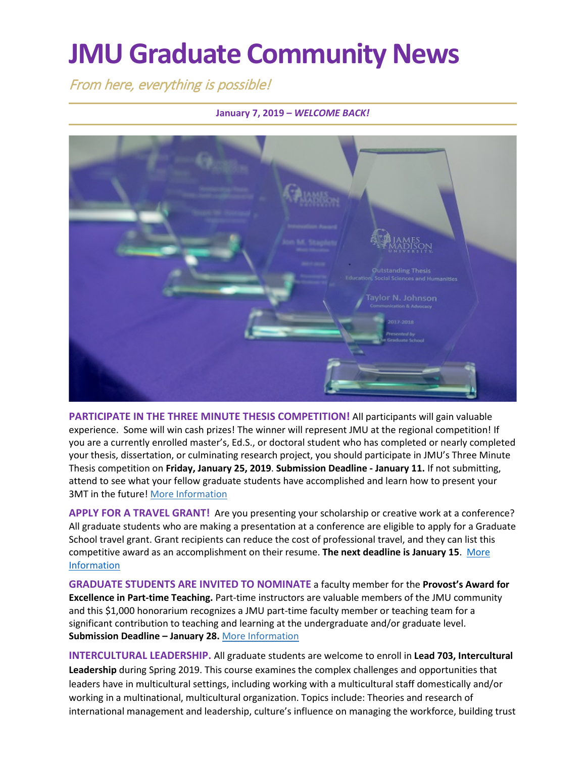# JMU Graduate Community News

*From here, everything is possible!*

**January 7, 2019 – *WELCOME BACK!***

**PARTICIPATE IN THE THREE MINUTE THESIS COMPETITION!** All participants will gain valuable experience. Some will win cash prizes! The winner will represent JMU at the regional competition! If you are a currently enrolled master's, Ed.S., or doctoral student who has completed or nearly completed your thesis, dissertation, or culminating research project, you should participate in JMU's Three Minute Thesis competition on **Friday, January 25, 2019**. **Submission Deadline - January 11.** If not submitting, attend to see what your fellow graduate students have accomplished and learn how to present your 3MT in the future! More Information

**APPLY FOR A TRAVEL GRANT!** Are you presenting your scholarship or creative work at a conference? All graduate students who are making a presentation at a conference are eligible to apply for a Graduate School travel grant. Grant recipients can reduce the cost of professional travel, and they can list this competitive award as an accomplishment on their resume. **The next deadline is January 15**. More Information

**GRADUATE STUDENTS ARE INVITED TO NOMINATE** a faculty member for the **Provost's Award for Excellence in Part-time Teaching.** Part-time instructors are valuable members of the JMU community and this $1,000 honorarium recognizes a JMU part-time faculty member or teaching team for a significant contribution to teaching and learning at the undergraduate and/or graduate level. **Submission Deadline – January 28.** More Information

**INTERCULTURAL LEADERSHIP.** All graduate students are welcome to enroll in **Lead 703, Intercultural Leadership** during Spring 2019. This course examines the complex challenges and opportunities that leaders have in multicultural settings, including working with a multicultural staff domestically and/or working in a multinational, multicultural organization. Topics include: Theories and research of international management and leadership, culture's influence on managing the workforce, building trust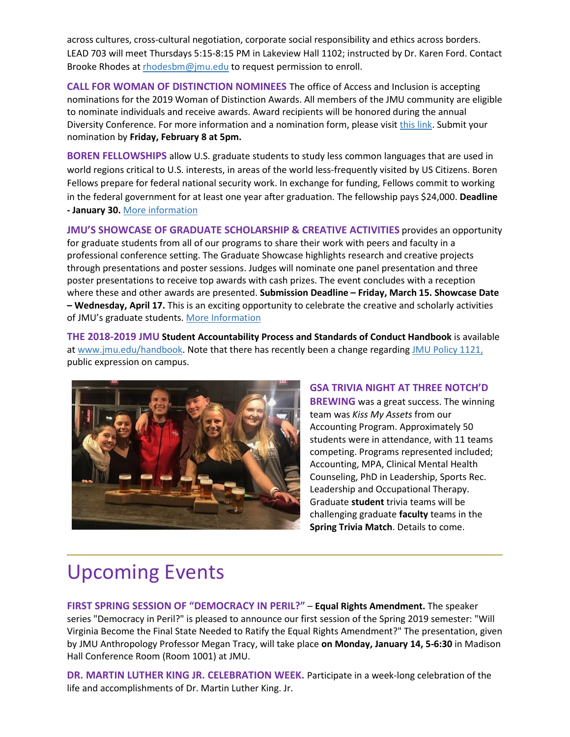across cultures, cross-cultural negotiation, corporate social responsibility and ethics across borders. LEAD 703 will meet Thursdays 5:15-8:15 PM in Lakeview Hall 1102; instructed by Dr. Karen Ford. Contact Brooke Rhodes at rhodesbm@jmu.edu to request permission to enroll.

**CALL FOR WOMAN OF DISTINCTION NOMINEES** The office of Access and Inclusion is accepting nominations for the 2019 Woman of Distinction Awards. All members of the JMU community are eligible to nominate individuals and receive awards. Award recipients will be honored during the annual Diversity Conference. For more information and a nomination form, please visit this link. Submit your nomination by **Friday, February 8 at 5pm.**

**BOREN FELLOWSHIPS** allow U.S. graduate students to study less common languages that are used in world regions critical to U.S. interests, in areas of the world less-frequently visited by US Citizens. Boren Fellows prepare for federal national security work. In exchange for funding, Fellows commit to working in the federal government for at least one year after graduation. The fellowship pays $24,000. **Deadline - January 30.** More information

**JMU'S SHOWCASE OF GRADUATE SCHOLARSHIP & CREATIVE ACTIVITIES** provides an opportunity for graduate students from all of our programs to share their work with peers and faculty in a professional conference setting. The Graduate Showcase highlights research and creative projects through presentations and poster sessions. Judges will nominate one panel presentation and three poster presentations to receive top awards with cash prizes. The event concludes with a reception where these and other awards are presented. **Submission Deadline – Friday, March 15. Showcase Date – Wednesday, April 17.** This is an exciting opportunity to celebrate the creative and scholarly activities of JMU's graduate students. More Information

**THE 2018-2019 JMU Student Accountability Process and Standards of Conduct Handbook** is available at www.jmu.edu/handbook. Note that there has recently been a change regarding JMU Policy 1121, public expression on campus.

**GSA TRIVIA NIGHT AT THREE NOTCH'D BREWING** was a great success. The winning team was *Kiss My Assets* from our Accounting Program. Approximately 50 students were in attendance, with 11 teams competing. Programs represented included; Accounting, MPA, Clinical Mental Health Counseling, PhD in Leadership, Sports Rec. Leadership and Occupational Therapy. Graduate **student** trivia teams will be challenging graduate **faculty** teams in the **Spring Trivia Match**. Details to come.

# Upcoming Events

**FIRST SPRING SESSION OF "DEMOCRACY IN PERIL?" – Equal Rights Amendment.** The speaker series "Democracy in Peril?" is pleased to announce our first session of the Spring 2019 semester: "Will Virginia Become the Final State Needed to Ratify the Equal Rights Amendment?" The presentation, given by JMU Anthropology Professor Megan Tracy, will take place **on Monday, January 14, 5-6:30** in Madison Hall Conference Room (Room 1001) at JMU.

**DR. MARTIN LUTHER KING JR. CELEBRATION WEEK.** Participate in a week-long celebration of the life and accomplishments of Dr. Martin Luther King. Jr.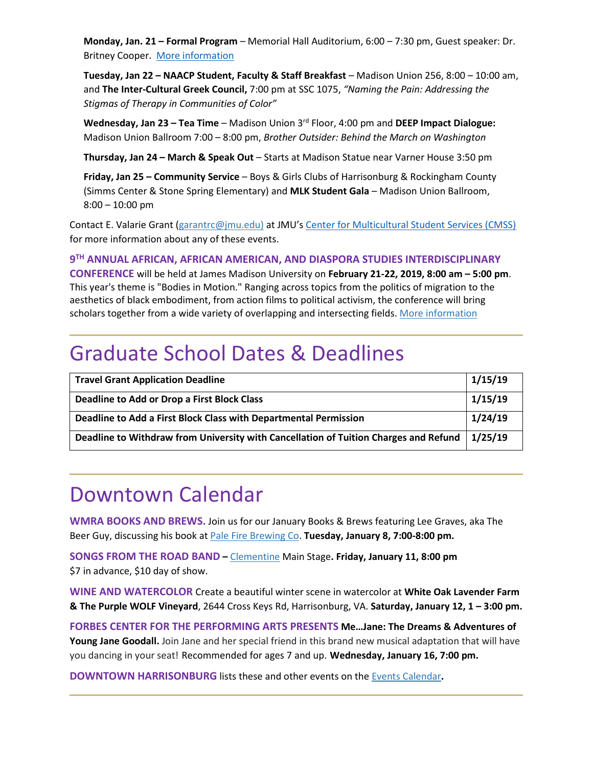**Monday, Jan. 21 – Formal Program** – Memorial Hall Auditorium, 6:00 – 7:30 pm, Guest speaker: Dr. Britney Cooper. More information

**Tuesday, Jan 22 – NAACP Student, Faculty & Staff Breakfast** – Madison Union 256, 8:00 – 10:00 am, and **The Inter-Cultural Greek Council,** 7:00 pm at SSC 1075, *"Naming the Pain: Addressing the Stigmas of Therapy in Communities of Color"*

**Wednesday, Jan 23 – Tea Time** – Madison Union 3rd Floor, 4:00 pm and **DEEP Impact Dialogue:** Madison Union Ballroom 7:00 – 8:00 pm, *Brother Outsider: Behind the March on Washington*

**Thursday, Jan 24 – March & Speak Out** – Starts at Madison Statue near Varner House 3:50 pm

**Friday, Jan 25 – Community Service** – Boys & Girls Clubs of Harrisonburg & Rockingham County (Simms Center & Stone Spring Elementary) and **MLK Student Gala** – Madison Union Ballroom, 8:00 – 10:00 pm

Contact E. Valarie Grant (garantrc@jmu.edu) at JMU's Center for Multicultural Student Services (CMSS) for more information about any of these events.

**9TH ANNUAL AFRICAN, AFRICAN AMERICAN, AND DIASPORA STUDIES INTERDISCIPLINARY CONFERENCE** will be held at James Madison University on **February 21-22, 2019, 8:00 am – 5:00 pm**. This year's theme is "Bodies in Motion." Ranging across topics from the politics of migration to the aesthetics of black embodiment, from action films to political activism, the conference will bring scholars together from a wide variety of overlapping and intersecting fields. More information

# Graduate School Dates & Deadlines

| Deadline | Date |
|---|---|
| **Travel Grant Application Deadline** | **1/15/19** |
| **Deadline to Add or Drop a First Block Class** | **1/15/19** |
| **Deadline to Add a First Block Class with Departmental Permission** | **1/24/19** |
| **Deadline to Withdraw from University with Cancellation of Tuition Charges and Refund** | **1/25/19** |

# Downtown Calendar

**WMRA BOOKS AND BREWS.** Join us for our January Books & Brews featuring Lee Graves, aka The Beer Guy, discussing his book at Pale Fire Brewing Co. **Tuesday, January 8, 7:00-8:00 pm.**

**SONGS FROM THE ROAD BAND –** Clementine Main Stage**. Friday, January 11, 8:00 pm** $7 in advance, $10 day of show.

**WINE AND WATERCOLOR** Create a beautiful winter scene in watercolor at **White Oak Lavender Farm & The Purple WOLF Vineyard**, 2644 Cross Keys Rd, Harrisonburg, VA. **Saturday, January 12, 1 – 3:00 pm.**

**FORBES CENTER FOR THE PERFORMING ARTS PRESENTS Me…Jane: The Dreams & Adventures of Young Jane Goodall.** Join Jane and her special friend in this brand new musical adaptation that will have you dancing in your seat! Recommended for ages 7 and up. **Wednesday, January 16, 7:00 pm.**

**DOWNTOWN HARRISONBURG** lists these and other events on the Events Calendar**.**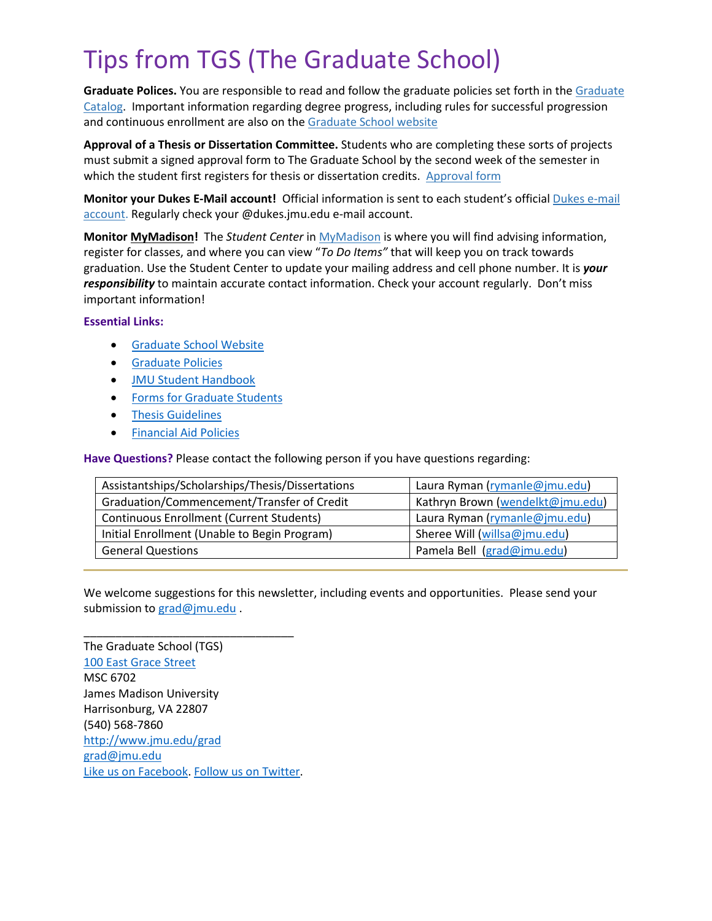# Tips from TGS (The Graduate School)

**Graduate Polices.** You are responsible to read and follow the graduate policies set forth in the Graduate Catalog. Important information regarding degree progress, including rules for successful progression and continuous enrollment are also on the Graduate School website

**Approval of a Thesis or Dissertation Committee.** Students who are completing these sorts of projects must submit a signed approval form to The Graduate School by the second week of the semester in which the student first registers for thesis or dissertation credits. Approval form

**Monitor your Dukes E-Mail account!** Official information is sent to each student's official Dukes e-mail account. Regularly check your @dukes.jmu.edu e-mail account.

**Monitor MyMadison!** The *Student Center* in MyMadison is where you will find advising information, register for classes, and where you can view *"To Do Items"* that will keep you on track towards graduation. Use the Student Center to update your mailing address and cell phone number. It is ***your responsibility*** to maintain accurate contact information. Check your account regularly. Don't miss important information!

**Essential Links:**

- Graduate School Website
- Graduate Policies
- JMU Student Handbook
- Forms for Graduate Students
- Thesis Guidelines
- Financial Aid Policies

**Have Questions?** Please contact the following person if you have questions regarding:

| | |
|---|---|
| Assistantships/Scholarships/Thesis/Dissertations | Laura Ryman (rymanle@jmu.edu) |
| Graduation/Commencement/Transfer of Credit | Kathryn Brown (wendelkt@jmu.edu) |
| Continuous Enrollment (Current Students) | Laura Ryman (rymanle@jmu.edu) |
| Initial Enrollment (Unable to Begin Program) | Sheree Will (willsa@jmu.edu) |
| General Questions | Pamela Bell (grad@jmu.edu) |

---

We welcome suggestions for this newsletter, including events and opportunities. Please send your submission to grad@jmu.edu .

_________________________________

The Graduate School (TGS)
100 East Grace Street
MSC 6702
James Madison University
Harrisonburg, VA 22807
(540) 568-7860
http://www.jmu.edu/grad
grad@jmu.edu
Like us on Facebook. Follow us on Twitter.